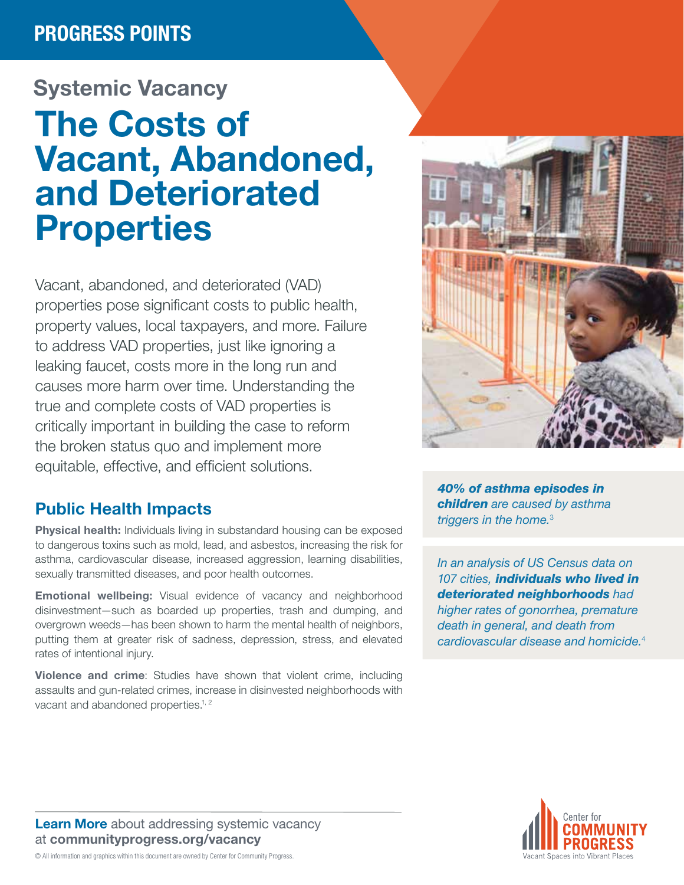PROGRESS POINTS

## Systemic Vacancy

# The Costs of Vacant, Abandoned, and Deteriorated Properties

Vacant, abandoned, and deteriorated (VAD) properties pose significant costs to public health, property values, local taxpayers, and more. Failure to address VAD properties, just like ignoring a leaking faucet, costs more in the long run and causes more harm over time. Understanding the true and complete costs of VAD properties is critically important in building the case to reform the broken status quo and implement more equitable, effective, and efficient solutions.

## Public Health Impacts

**Physical health:** Individuals living in substandard housing can be exposed to dangerous toxins such as mold, lead, and asbestos, increasing the risk for asthma, cardiovascular disease, increased aggression, learning disabilities, sexually transmitted diseases, and poor health outcomes.

**Emotional wellbeing:** Visual evidence of vacancy and neighborhood disinvestment—such as boarded up properties, trash and dumping, and overgrown weeds—has been shown to harm the mental health of neighbors, putting them at greater risk of sadness, depression, stress, and elevated rates of intentional injury.

**Violence and crime**: Studies have shown that violent crime, including assaults and gun-related crimes, increase in disinvested neighborhoods with vacant and abandoned properties.[1, 2]

***40% of asthma episodes in children** are caused by asthma triggers in the home.*[3]

*In an analysis of US Census data on 107 cities, **individuals who lived in deteriorated neighborhoods** had higher rates of gonorrhea, premature death in general, and death from cardiovascular disease and homicide.*[4]

**Learn More** about addressing systemic vacancy at **communityprogress.org/vacancy**

© All information and graphics within this document are owned by Center for Community Progress.

Center for COMMUNITY PROGRESS
Vacant Spaces into Vibrant Places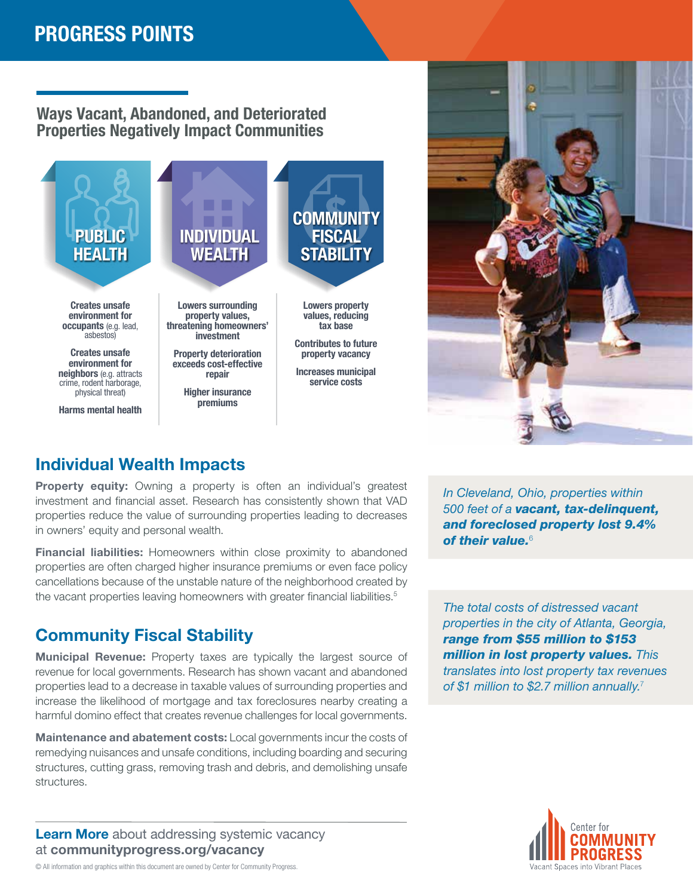## Ways Vacant, Abandoned, and Deteriorated Properties Negatively Impact Communities

### PUBLIC HEALTH

**Creates unsafe environment for occupants** (e.g. lead, asbestos)

**Creates unsafe environment for neighbors** (e.g. attracts crime, rodent harborage, physical threat)

**Harms mental health**

### INDIVIDUAL WEALTH

**Lowers surrounding property values, threatening homeowners' investment**

**Property deterioration exceeds cost-effective repair**

**Higher insurance premiums**

### COMMUNITY FISCAL STABILITY

**Lowers property values, reducing tax base**

**Contributes to future property vacancy**

**Increases municipal service costs**

## Individual Wealth Impacts

**Property equity:** Owning a property is often an individual's greatest investment and financial asset. Research has consistently shown that VAD properties reduce the value of surrounding properties leading to decreases in owners' equity and personal wealth.

**Financial liabilities:** Homeowners within close proximity to abandoned properties are often charged higher insurance premiums or even face policy cancellations because of the unstable nature of the neighborhood created by the vacant properties leaving homeowners with greater financial liabilities.[5]

*In Cleveland, Ohio, properties within 500 feet of a* ***vacant, tax-delinquent, and foreclosed property lost 9.4% of their value.***[6]

## Community Fiscal Stability

**Municipal Revenue:** Property taxes are typically the largest source of revenue for local governments. Research has shown vacant and abandoned properties lead to a decrease in taxable values of surrounding properties and increase the likelihood of mortgage and tax foreclosures nearby creating a harmful domino effect that creates revenue challenges for local governments.

**Maintenance and abatement costs:** Local governments incur the costs of remedying nuisances and unsafe conditions, including boarding and securing structures, cutting grass, removing trash and debris, and demolishing unsafe structures.

*The total costs of distressed vacant properties in the city of Atlanta, Georgia,* ***range from $55 million to $153 million in lost property values.*** *This translates into lost property tax revenues of $1 million to $2.7 million annually.*[7]

**Learn More** about addressing systemic vacancy at **communityprogress.org/vacancy**

© All information and graphics within this document are owned by Center for Community Progress.

Center for COMMUNITY PROGRESS
Vacant Spaces into Vibrant Places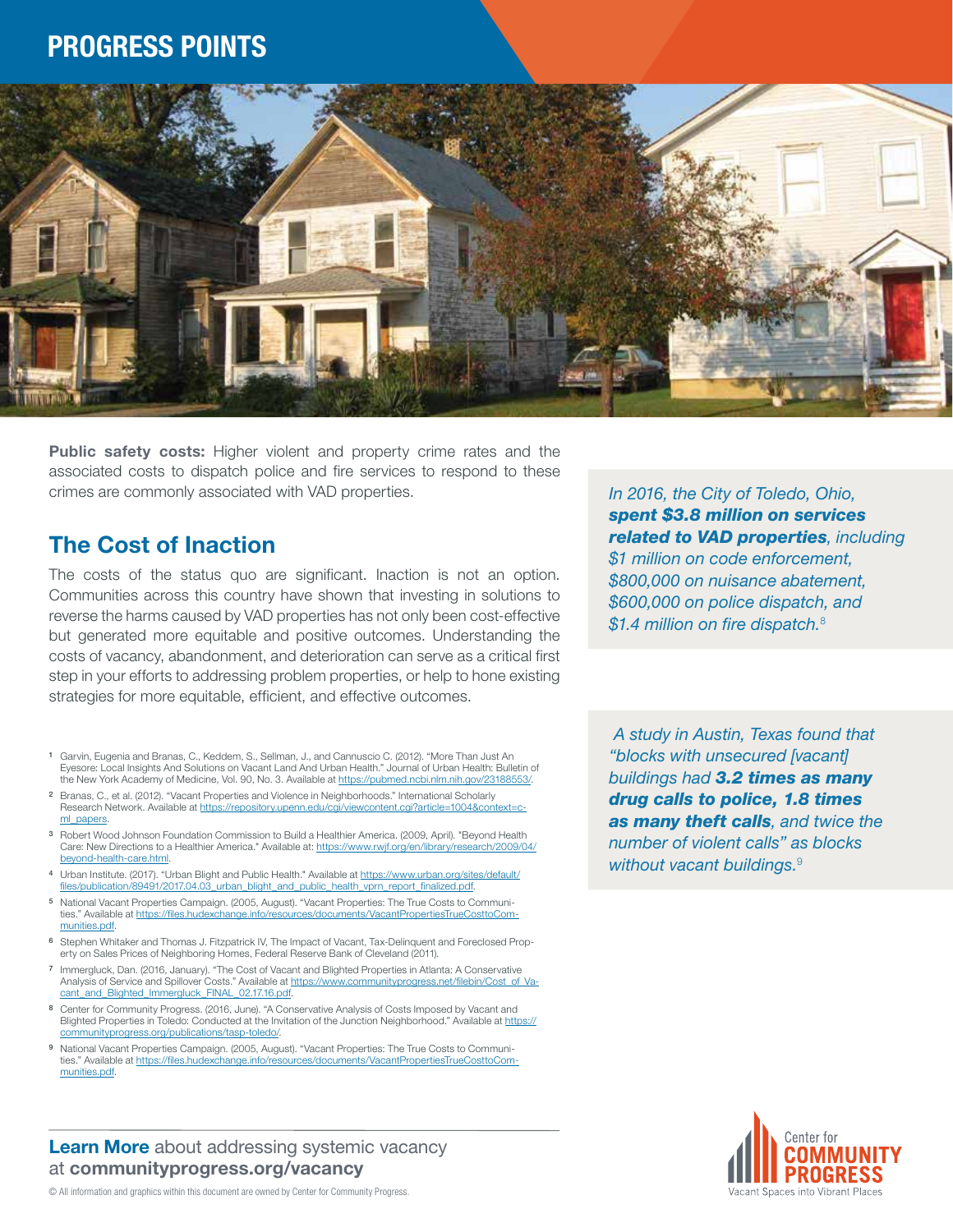**Public safety costs:** Higher violent and property crime rates and the associated costs to dispatch police and fire services to respond to these crimes are commonly associated with VAD properties.

*In 2016, the City of Toledo, Ohio,* ***spent $3.8 million on services related to VAD properties****, including $1 million on code enforcement, $800,000 on nuisance abatement, $600,000 on police dispatch, and $1.4 million on fire dispatch.*[8]

## The Cost of Inaction

The costs of the status quo are significant. Inaction is not an option. Communities across this country have shown that investing in solutions to reverse the harms caused by VAD properties has not only been cost-effective but generated more equitable and positive outcomes. Understanding the costs of vacancy, abandonment, and deterioration can serve as a critical first step in your efforts to addressing problem properties, or help to hone existing strategies for more equitable, efficient, and effective outcomes.

*A study in Austin, Texas found that "blocks with unsecured [vacant] buildings had* ***3.2 times as many drug calls to police, 1.8 times as many theft calls****, and twice the number of violent calls" as blocks without vacant buildings.*[9]

1. Garvin, Eugenia and Branas, C., Keddem, S., Sellman, J., and Cannuscio C. (2012). "More Than Just An Eyesore: Local Insights And Solutions on Vacant Land And Urban Health." Journal of Urban Health: Bulletin of the New York Academy of Medicine, Vol. 90, No. 3. Available at https://pubmed.ncbi.nlm.nih.gov/23188553/.
2. Branas, C., et al. (2012). "Vacant Properties and Violence in Neighborhoods." International Scholarly Research Network. Available at https://repository.upenn.edu/cgi/viewcontent.cgi?article=1004&context=c-ml_papers.
3. Robert Wood Johnson Foundation Commission to Build a Healthier America. (2009, April). "Beyond Health Care: New Directions to a Healthier America." Available at: https://www.rwjf.org/en/library/research/2009/04/beyond-health-care.html.
4. Urban Institute. (2017). "Urban Blight and Public Health." Available at https://www.urban.org/sites/default/files/publication/89491/2017.04.03_urban_blight_and_public_health_vprn_report_finalized.pdf.
5. National Vacant Properties Campaign. (2005, August). "Vacant Properties: The True Costs to Communities." Available at https://files.hudexchange.info/resources/documents/VacantPropertiesTrueCosttoCommunities.pdf.
6. Stephen Whitaker and Thomas J. Fitzpatrick IV, The Impact of Vacant, Tax-Delinquent and Foreclosed Property on Sales Prices of Neighboring Homes, Federal Reserve Bank of Cleveland (2011).
7. Immergluck, Dan. (2016, January). "The Cost of Vacant and Blighted Properties in Atlanta: A Conservative Analysis of Service and Spillover Costs." Available at https://www.communityprogress.net/filebin/Cost_of_Vacant_and_Blighted_Immergluck_FINAL_02.17.16.pdf.
8. Center for Community Progress. (2016, June). "A Conservative Analysis of Costs Imposed by Vacant and Blighted Properties in Toledo: Conducted at the Invitation of the Junction Neighborhood." Available at https://communityprogress.org/publications/tasp-toledo/.
9. National Vacant Properties Campaign. (2005, August). "Vacant Properties: The True Costs to Communities." Available at https://files.hudexchange.info/resources/documents/VacantPropertiesTrueCosttoCommunities.pdf.

**Learn More** about addressing systemic vacancy at **communityprogress.org/vacancy**

© All information and graphics within this document are owned by Center for Community Progress.